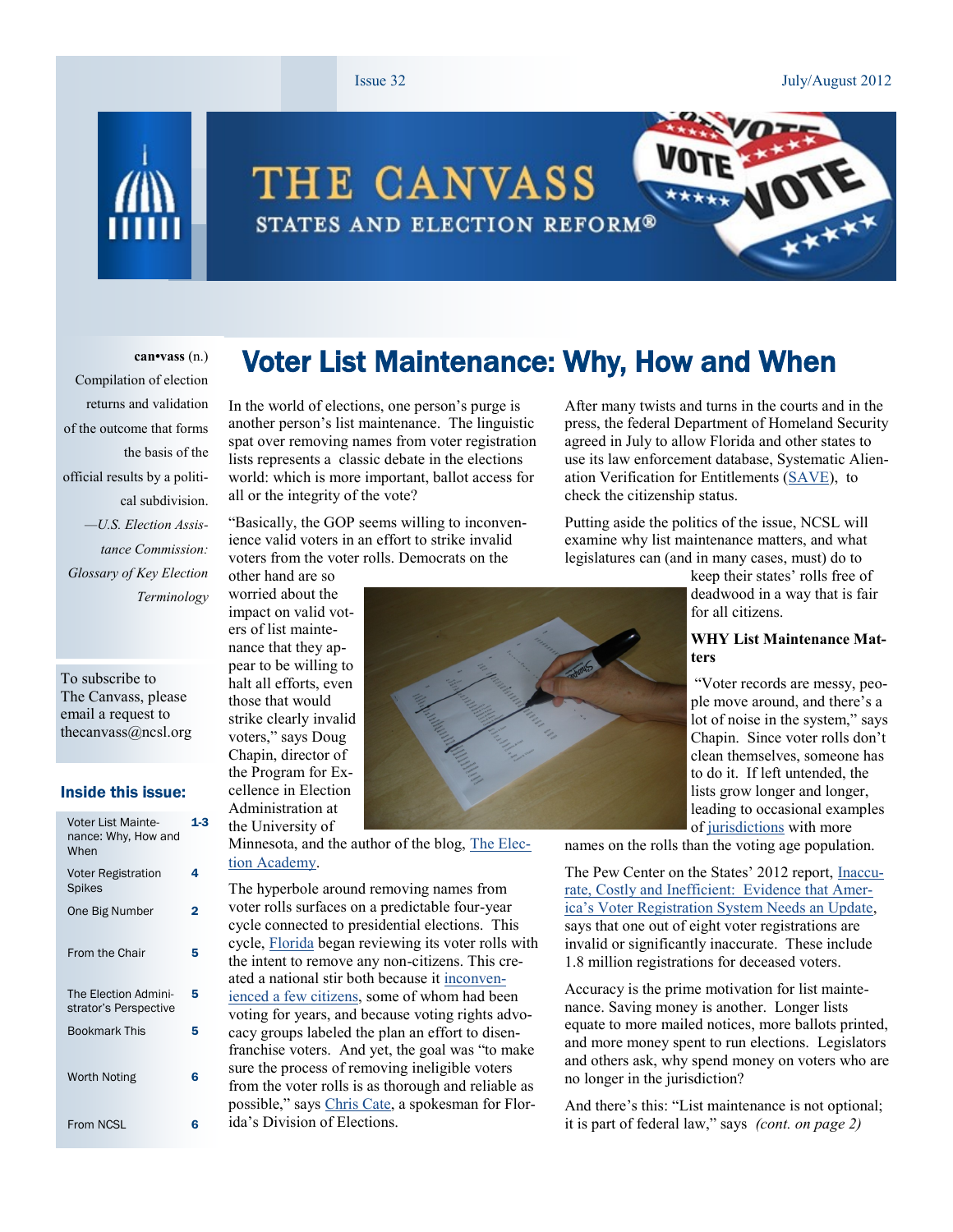# THE CANVASS

STATES AND ELECTION REFORM®

Issue 32 — July/August 2012

**can•vass** (n.)
Compilation of election returns and validation of the outcome that forms the basis of the official results by a political subdivision.
*—U.S. Election Assistance Commission: Glossary of Key Election Terminology*

To subscribe to The Canvass, please email a request to thecanvass@ncsl.org

### Inside this issue:

| | |
|---|---|
| Voter List Maintenance: Why, How and When | 1-3 |
| Voter Registration Spikes | 4 |
| One Big Number | 2 |
| From the Chair | 5 |
| The Election Administrator's Perspective | 5 |
| Bookmark This | 5 |
| Worth Noting | 6 |
| From NCSL | 6 |

## Voter List Maintenance: Why, How and When

In the world of elections, one person's purge is another person's list maintenance. The linguistic spat over removing names from voter registration lists represents a classic debate in the elections world: which is more important, ballot access for all or the integrity of the vote?

"Basically, the GOP seems willing to inconvenience valid voters in an effort to strike invalid voters from the voter rolls. Democrats on the other hand are so worried about the impact on valid voters of list maintenance that they appear to be willing to halt all efforts, even those that would strike clearly invalid voters," says Doug Chapin, director of the Program for Excellence in Election Administration at the University of Minnesota, and the author of the blog, The Election Academy.

The hyperbole around removing names from voter rolls surfaces on a predictable four-year cycle connected to presidential elections. This cycle, Florida began reviewing its voter rolls with the intent to remove any non-citizens. This created a national stir both because it inconvenienced a few citizens, some of whom had been voting for years, and because voting rights advocacy groups labeled the plan an effort to disenfranchise voters. And yet, the goal was "to make sure the process of removing ineligible voters from the voter rolls is as thorough and reliable as possible," says Chris Cate, a spokesman for Florida's Division of Elections.

After many twists and turns in the courts and in the press, the federal Department of Homeland Security agreed in July to allow Florida and other states to use its law enforcement database, Systematic Alienation Verification for Entitlements (SAVE), to check the citizenship status.

Putting aside the politics of the issue, NCSL will examine why list maintenance matters, and what legislatures can (and in many cases, must) do to keep their states' rolls free of deadwood in a way that is fair for all citizens.

**WHY List Maintenance Matters**

"Voter records are messy, people move around, and there's a lot of noise in the system," says Chapin. Since voter rolls don't clean themselves, someone has to do it. If left untended, the lists grow longer and longer, leading to occasional examples of jurisdictions with more names on the rolls than the voting age population.

The Pew Center on the States' 2012 report, Inaccurate, Costly and Inefficient: Evidence that America's Voter Registration System Needs an Update, says that one out of eight voter registrations are invalid or significantly inaccurate. These include 1.8 million registrations for deceased voters.

Accuracy is the prime motivation for list maintenance. Saving money is another. Longer lists equate to more mailed notices, more ballots printed, and more money spent to run elections. Legislators and others ask, why spend money on voters who are no longer in the jurisdiction?

And there's this: "List maintenance is not optional; it is part of federal law," says *(cont. on page 2)*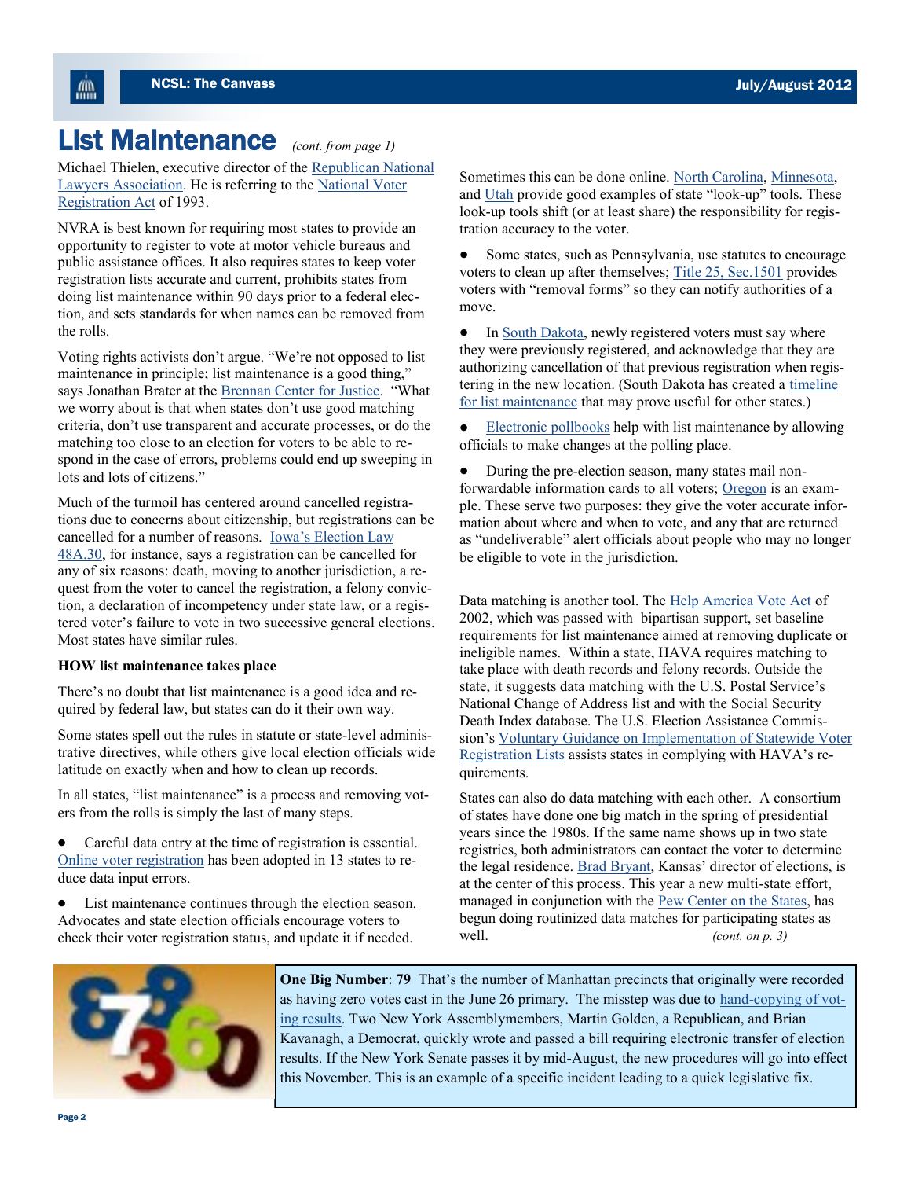# List Maintenance *(cont. from page 1)*

Michael Thielen, executive director of the Republican National Lawyers Association. He is referring to the National Voter Registration Act of 1993.

NVRA is best known for requiring most states to provide an opportunity to register to vote at motor vehicle bureaus and public assistance offices. It also requires states to keep voter registration lists accurate and current, prohibits states from doing list maintenance within 90 days prior to a federal election, and sets standards for when names can be removed from the rolls.

Voting rights activists don't argue. "We're not opposed to list maintenance in principle; list maintenance is a good thing," says Jonathan Brater at the Brennan Center for Justice. "What we worry about is that when states don't use good matching criteria, don't use transparent and accurate processes, or do the matching too close to an election for voters to be able to respond in the case of errors, problems could end up sweeping in lots and lots of citizens."

Much of the turmoil has centered around cancelled registrations due to concerns about citizenship, but registrations can be cancelled for a number of reasons. Iowa's Election Law 48A.30, for instance, says a registration can be cancelled for any of six reasons: death, moving to another jurisdiction, a request from the voter to cancel the registration, a felony conviction, a declaration of incompetency under state law, or a registered voter's failure to vote in two successive general elections. Most states have similar rules.

**HOW list maintenance takes place**

There's no doubt that list maintenance is a good idea and required by federal law, but states can do it their own way.

Some states spell out the rules in statute or state-level administrative directives, while others give local election officials wide latitude on exactly when and how to clean up records.

In all states, "list maintenance" is a process and removing voters from the rolls is simply the last of many steps.

- Careful data entry at the time of registration is essential. Online voter registration has been adopted in 13 states to reduce data input errors.
- List maintenance continues through the election season. Advocates and state election officials encourage voters to check their voter registration status, and update it if needed. Sometimes this can be done online. North Carolina, Minnesota, and Utah provide good examples of state "look-up" tools. These look-up tools shift (or at least share) the responsibility for registration accuracy to the voter.
- Some states, such as Pennsylvania, use statutes to encourage voters to clean up after themselves; Title 25, Sec.1501 provides voters with "removal forms" so they can notify authorities of a move.
- In South Dakota, newly registered voters must say where they were previously registered, and acknowledge that they are authorizing cancellation of that previous registration when registering in the new location. (South Dakota has created a timeline for list maintenance that may prove useful for other states.)
- Electronic pollbooks help with list maintenance by allowing officials to make changes at the polling place.
- During the pre-election season, many states mail non-forwardable information cards to all voters; Oregon is an example. These serve two purposes: they give the voter accurate information about where and when to vote, and any that are returned as "undeliverable" alert officials about people who may no longer be eligible to vote in the jurisdiction.

Data matching is another tool. The Help America Vote Act of 2002, which was passed with bipartisan support, set baseline requirements for list maintenance aimed at removing duplicate or ineligible names. Within a state, HAVA requires matching to take place with death records and felony records. Outside the state, it suggests data matching with the U.S. Postal Service's National Change of Address list and with the Social Security Death Index database. The U.S. Election Assistance Commission's Voluntary Guidance on Implementation of Statewide Voter Registration Lists assists states in complying with HAVA's requirements.

States can also do data matching with each other. A consortium of states have done one big match in the spring of presidential years since the 1980s. If the same name shows up in two state registries, both administrators can contact the voter to determine the legal residence. Brad Bryant, Kansas' director of elections, is at the center of this process. This year a new multi-state effort, managed in conjunction with the Pew Center on the States, has begun doing routinized data matches for participating states as well. *(cont. on p. 3)*

**One Big Number**: **79** That's the number of Manhattan precincts that originally were recorded as having zero votes cast in the June 26 primary. The misstep was due to hand-copying of voting results. Two New York Assemblymembers, Martin Golden, a Republican, and Brian Kavanagh, a Democrat, quickly wrote and passed a bill requiring electronic transfer of election results. If the New York Senate passes it by mid-August, the new procedures will go into effect this November. This is an example of a specific incident leading to a quick legislative fix.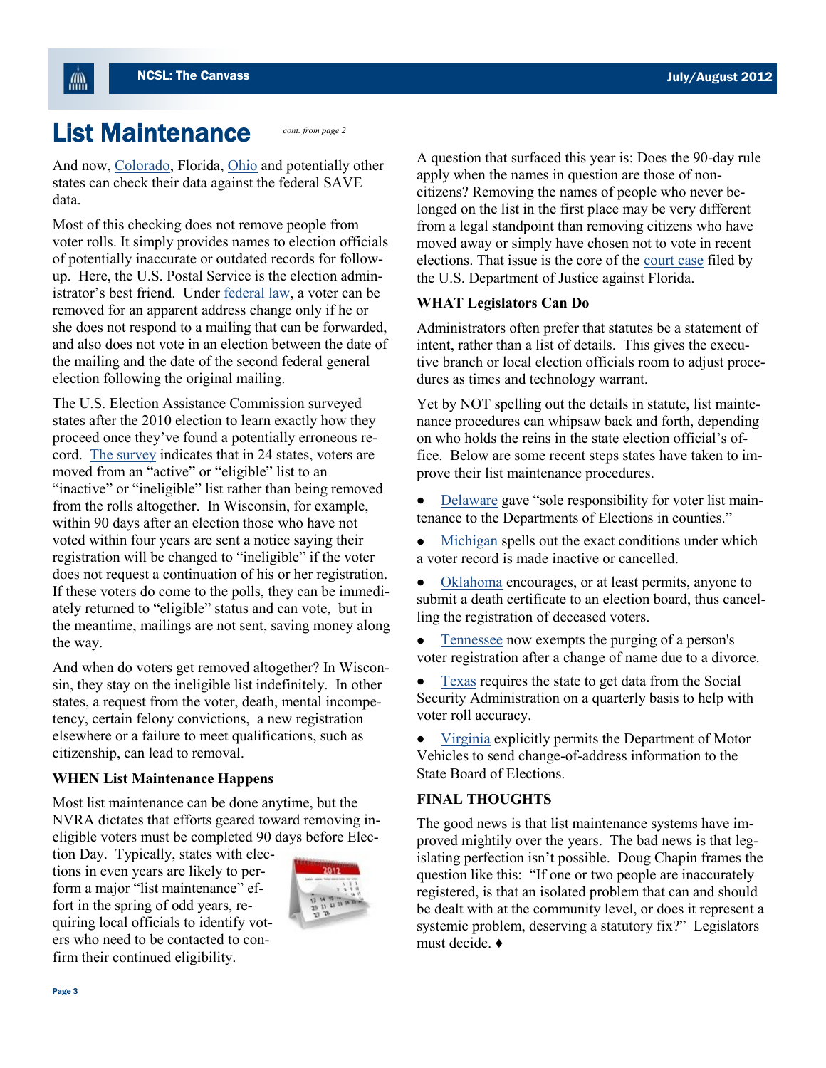# List Maintenance

*cont. from page 2*

And now, Colorado, Florida, Ohio and potentially other states can check their data against the federal SAVE data.

Most of this checking does not remove people from voter rolls. It simply provides names to election officials of potentially inaccurate or outdated records for follow-up. Here, the U.S. Postal Service is the election administrator's best friend. Under federal law, a voter can be removed for an apparent address change only if he or she does not respond to a mailing that can be forwarded, and also does not vote in an election between the date of the mailing and the date of the second federal general election following the original mailing.

The U.S. Election Assistance Commission surveyed states after the 2010 election to learn exactly how they proceed once they've found a potentially erroneous record. The survey indicates that in 24 states, voters are moved from an "active" or "eligible" list to an "inactive" or "ineligible" list rather than being removed from the rolls altogether. In Wisconsin, for example, within 90 days after an election those who have not voted within four years are sent a notice saying their registration will be changed to "ineligible" if the voter does not request a continuation of his or her registration. If these voters do come to the polls, they can be immediately returned to "eligible" status and can vote, but in the meantime, mailings are not sent, saving money along the way.

And when do voters get removed altogether? In Wisconsin, they stay on the ineligible list indefinitely. In other states, a request from the voter, death, mental incompetency, certain felony convictions, a new registration elsewhere or a failure to meet qualifications, such as citizenship, can lead to removal.

### WHEN List Maintenance Happens

Most list maintenance can be done anytime, but the NVRA dictates that efforts geared toward removing ineligible voters must be completed 90 days before Election Day. Typically, states with elections in even years are likely to perform a major "list maintenance" effort in the spring of odd years, requiring local officials to identify voters who need to be contacted to confirm their continued eligibility.

A question that surfaced this year is: Does the 90-day rule apply when the names in question are those of non-citizens? Removing the names of people who never belonged on the list in the first place may be very different from a legal standpoint than removing citizens who have moved away or simply have chosen not to vote in recent elections. That issue is the core of the court case filed by the U.S. Department of Justice against Florida.

### WHAT Legislators Can Do

Administrators often prefer that statutes be a statement of intent, rather than a list of details. This gives the executive branch or local election officials room to adjust procedures as times and technology warrant.

Yet by NOT spelling out the details in statute, list maintenance procedures can whipsaw back and forth, depending on who holds the reins in the state election official's office. Below are some recent steps states have taken to improve their list maintenance procedures.

- Delaware gave "sole responsibility for voter list maintenance to the Departments of Elections in counties."
- Michigan spells out the exact conditions under which a voter record is made inactive or cancelled.
- Oklahoma encourages, or at least permits, anyone to submit a death certificate to an election board, thus cancelling the registration of deceased voters.
- Tennessee now exempts the purging of a person's voter registration after a change of name due to a divorce.
- Texas requires the state to get data from the Social Security Administration on a quarterly basis to help with voter roll accuracy.
- Virginia explicitly permits the Department of Motor Vehicles to send change-of-address information to the State Board of Elections.

### FINAL THOUGHTS

The good news is that list maintenance systems have improved mightily over the years. The bad news is that legislating perfection isn't possible. Doug Chapin frames the question like this: "If one or two people are inaccurately registered, is that an isolated problem that can and should be dealt with at the community level, or does it represent a systemic problem, deserving a statutory fix?" Legislators must decide. ♦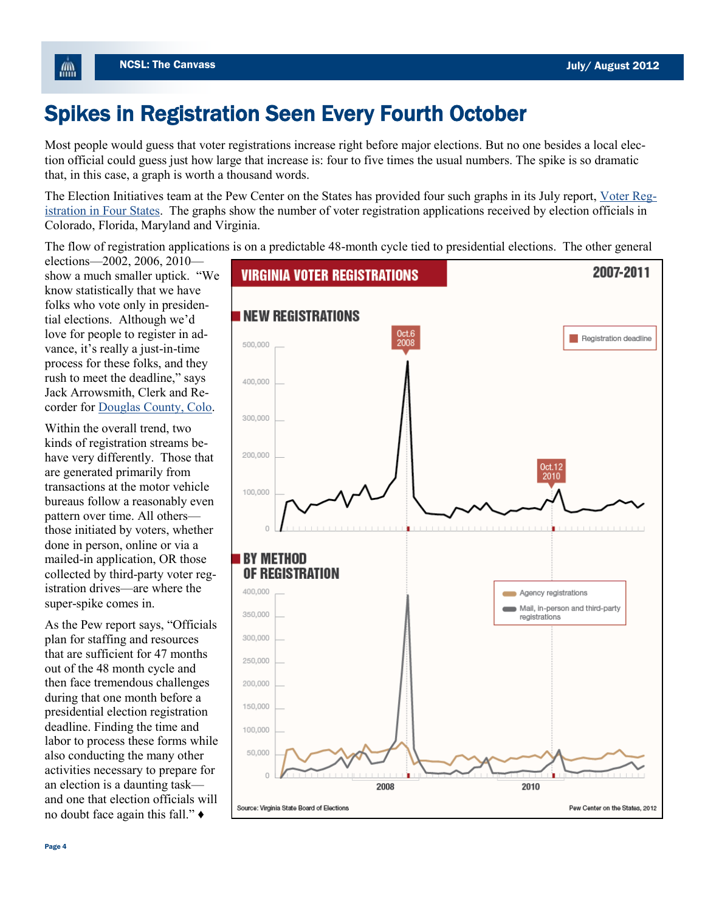# Spikes in Registration Seen Every Fourth October

Most people would guess that voter registrations increase right before major elections. But no one besides a local election official could guess just how large that increase is: four to five times the usual numbers. The spike is so dramatic that, in this case, a graph is worth a thousand words.

The Election Initiatives team at the Pew Center on the States has provided four such graphs in its July report, [Voter Registration in Four States](). The graphs show the number of voter registration applications received by election officials in Colorado, Florida, Maryland and Virginia.

The flow of registration applications is on a predictable 48-month cycle tied to presidential elections. The other general elections—2002, 2006, 2010—show a much smaller uptick. "We know statistically that we have folks who vote only in presidential elections. Although we'd love for people to register in advance, it's really a just-in-time process for these folks, and they rush to meet the deadline," says Jack Arrowsmith, Clerk and Recorder for [Douglas County, Colo]().

Within the overall trend, two kinds of registration streams behave very differently. Those that are generated primarily from transactions at the motor vehicle bureaus follow a reasonably even pattern over time. All others—those initiated by voters, whether done in person, online or via a mailed-in application, OR those collected by third-party voter registration drives—are where the super-spike comes in.

As the Pew report says, "Officials plan for staffing and resources that are sufficient for 47 months out of the 48 month cycle and then face tremendous challenges during that one month before a presidential election registration deadline. Finding the time and labor to process these forms while also conducting the many other activities necessary to prepare for an election is a daunting task—and one that election officials will no doubt face again this fall." ♦

**VIRGINIA VOTER REGISTRATIONS** — 2007-2011

**NEW REGISTRATIONS** (Registration deadline: Oct.6 2008; Oct.12 2010)

**BY METHOD OF REGISTRATION** (Agency registrations; Mail, in-person and third-party registrations)

Source: Virginia State Board of Elections — Pew Center on the States, 2012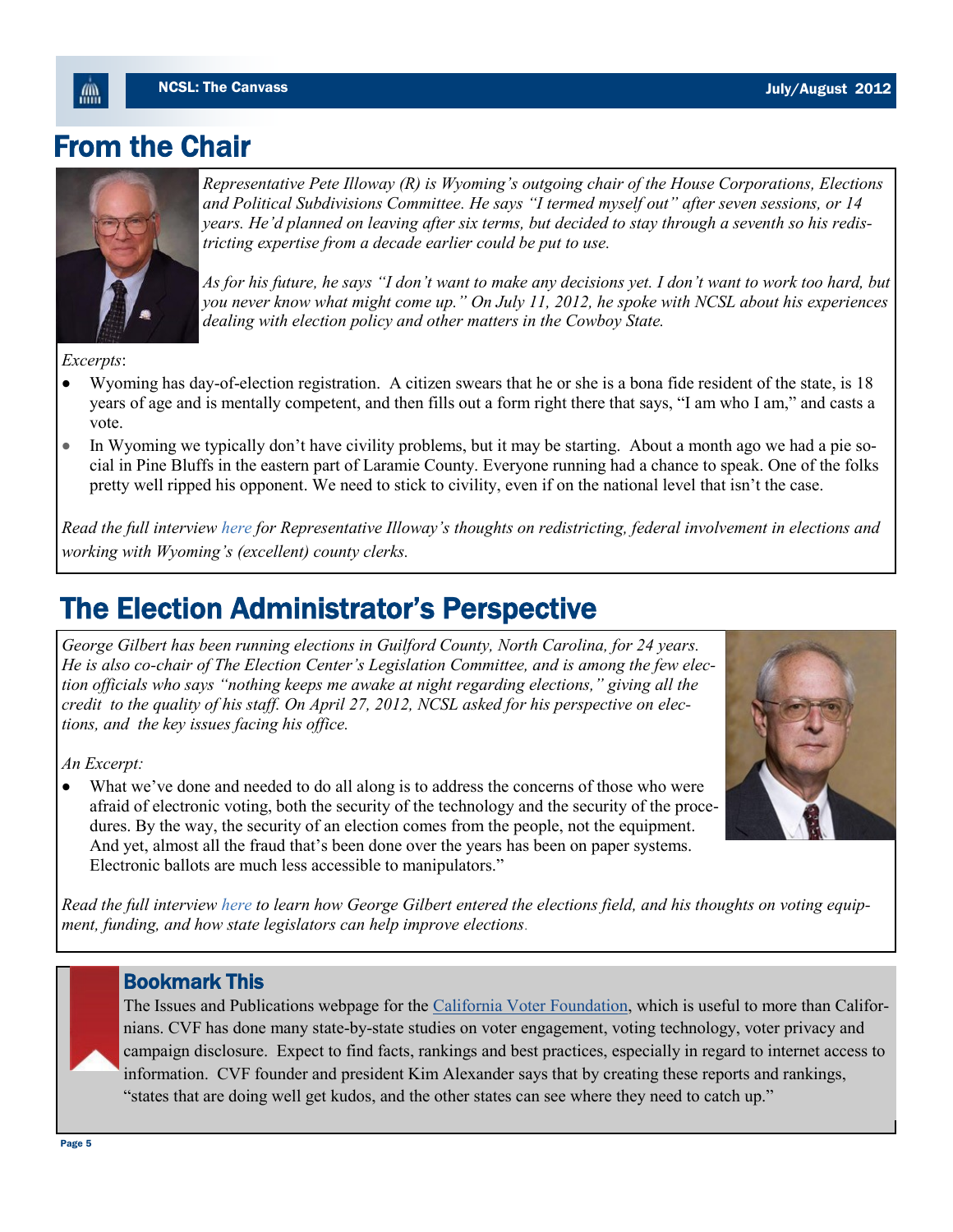## From the Chair

*Representative Pete Illoway (R) is Wyoming's outgoing chair of the House Corporations, Elections and Political Subdivisions Committee. He says "I termed myself out" after seven sessions, or 14 years. He'd planned on leaving after six terms, but decided to stay through a seventh so his redistricting expertise from a decade earlier could be put to use.*

*As for his future, he says "I don't want to make any decisions yet. I don't want to work too hard, but you never know what might come up." On July 11, 2012, he spoke with NCSL about his experiences dealing with election policy and other matters in the Cowboy State.*

*Excerpts*:

- Wyoming has day-of-election registration. A citizen swears that he or she is a bona fide resident of the state, is 18 years of age and is mentally competent, and then fills out a form right there that says, "I am who I am," and casts a vote.
- In Wyoming we typically don't have civility problems, but it may be starting. About a month ago we had a pie social in Pine Bluffs in the eastern part of Laramie County. Everyone running had a chance to speak. One of the folks pretty well ripped his opponent. We need to stick to civility, even if on the national level that isn't the case.

*Read the full interview here for Representative Illoway's thoughts on redistricting, federal involvement in elections and working with Wyoming's (excellent) county clerks.*

## The Election Administrator's Perspective

*George Gilbert has been running elections in Guilford County, North Carolina, for 24 years. He is also co-chair of The Election Center's Legislation Committee, and is among the few election officials who says "nothing keeps me awake at night regarding elections," giving all the credit to the quality of his staff. On April 27, 2012, NCSL asked for his perspective on elections, and the key issues facing his office.*

*An Excerpt:*

- What we've done and needed to do all along is to address the concerns of those who were afraid of electronic voting, both the security of the technology and the security of the procedures. By the way, the security of an election comes from the people, not the equipment. And yet, almost all the fraud that's been done over the years has been on paper systems. Electronic ballots are much less accessible to manipulators."

*Read the full interview here to learn how George Gilbert entered the elections field, and his thoughts on voting equipment, funding, and how state legislators can help improve elections.*

### Bookmark This

The Issues and Publications webpage for the California Voter Foundation, which is useful to more than Californians. CVF has done many state-by-state studies on voter engagement, voting technology, voter privacy and campaign disclosure. Expect to find facts, rankings and best practices, especially in regard to internet access to information. CVF founder and president Kim Alexander says that by creating these reports and rankings, "states that are doing well get kudos, and the other states can see where they need to catch up."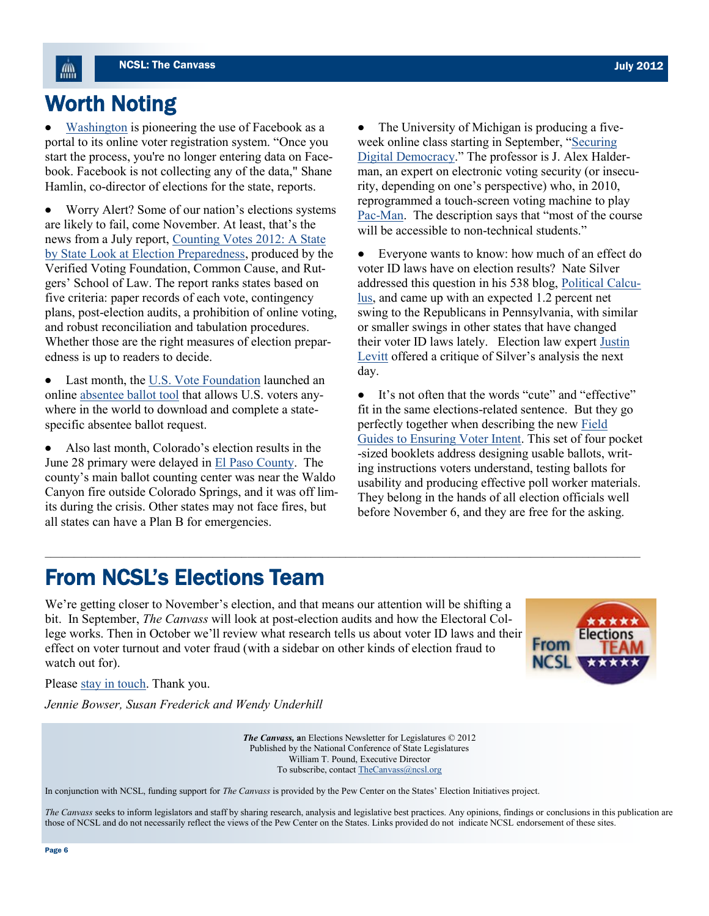# Worth Noting

- Washington is pioneering the use of Facebook as a portal to its online voter registration system. "Once you start the process, you're no longer entering data on Facebook. Facebook is not collecting any of the data," Shane Hamlin, co-director of elections for the state, reports.

- Worry Alert? Some of our nation's elections systems are likely to fail, come November. At least, that's the news from a July report, Counting Votes 2012: A State by State Look at Election Preparedness, produced by the Verified Voting Foundation, Common Cause, and Rutgers' School of Law. The report ranks states based on five criteria: paper records of each vote, contingency plans, post-election audits, a prohibition of online voting, and robust reconciliation and tabulation procedures. Whether those are the right measures of election preparedness is up to readers to decide.

- Last month, the U.S. Vote Foundation launched an online absentee ballot tool that allows U.S. voters anywhere in the world to download and complete a state-specific absentee ballot request.

- Also last month, Colorado's election results in the June 28 primary were delayed in El Paso County. The county's main ballot counting center was near the Waldo Canyon fire outside Colorado Springs, and it was off limits during the crisis. Other states may not face fires, but all states can have a Plan B for emergencies.

- The University of Michigan is producing a five-week online class starting in September, "Securing Digital Democracy." The professor is J. Alex Halderman, an expert on electronic voting security (or insecurity, depending on one's perspective) who, in 2010, reprogrammed a touch-screen voting machine to play Pac-Man. The description says that "most of the course will be accessible to non-technical students."

- Everyone wants to know: how much of an effect do voter ID laws have on election results? Nate Silver addressed this question in his 538 blog, Political Calculus, and came up with an expected 1.2 percent net swing to the Republicans in Pennsylvania, with similar or smaller swings in other states that have changed their voter ID laws lately. Election law expert Justin Levitt offered a critique of Silver's analysis the next day.

- It's not often that the words "cute" and "effective" fit in the same elections-related sentence. But they go perfectly together when describing the new Field Guides to Ensuring Voter Intent. This set of four pocket-sized booklets address designing usable ballots, writing instructions voters understand, testing ballots for usability and producing effective poll worker materials. They belong in the hands of all election officials well before November 6, and they are free for the asking.

---

# From NCSL's Elections Team

We're getting closer to November's election, and that means our attention will be shifting a bit. In September, *The Canvass* will look at post-election audits and how the Electoral College works. Then in October we'll review what research tells us about voter ID laws and their effect on voter turnout and voter fraud (with a sidebar on other kinds of election fraud to watch out for).

Please stay in touch. Thank you.

*Jennie Bowser, Susan Frederick and Wendy Underhill*

***The Canvass,*** **a**n Elections Newsletter for Legislatures © 2012
Published by the National Conference of State Legislatures
William T. Pound, Executive Director
To subscribe, contact TheCanvass@ncsl.org

In conjunction with NCSL, funding support for *The Canvass* is provided by the Pew Center on the States' Election Initiatives project.

*The Canvass* seeks to inform legislators and staff by sharing research, analysis and legislative best practices. Any opinions, findings or conclusions in this publication are those of NCSL and do not necessarily reflect the views of the Pew Center on the States. Links provided do not indicate NCSL endorsement of these sites.